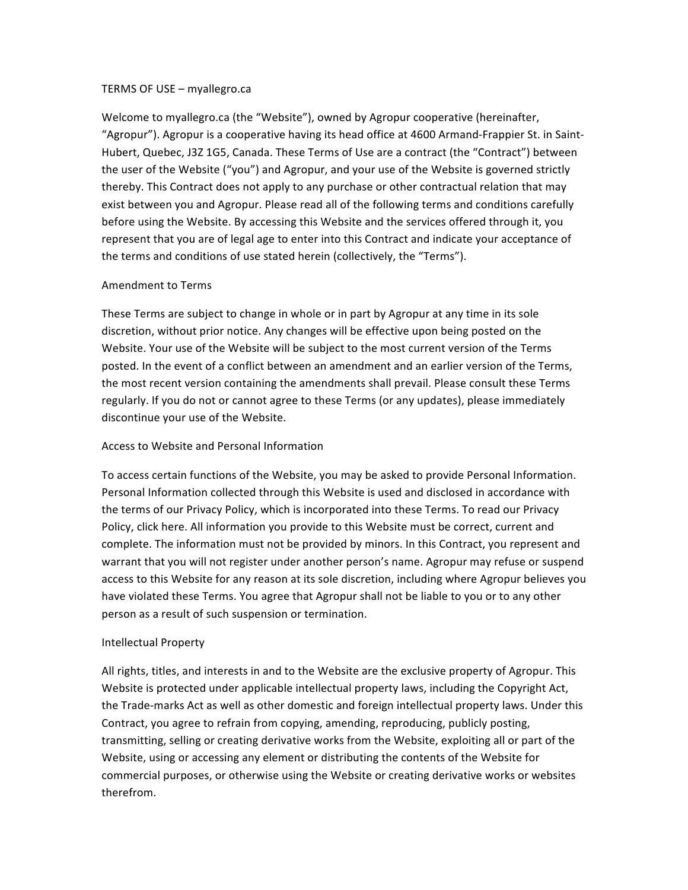# TERMS OF USE – myallegro.ca

Welcome to myallegro.ca (the "Website"), owned by Agropur cooperative (hereinafter, "Agropur"). Agropur is a cooperative having its head office at 4600 Armand-Frappier St. in Saint-Hubert, Quebec, J3Z 1G5, Canada. These Terms of Use are a contract (the "Contract") between the user of the Website ("you") and Agropur, and your use of the Website is governed strictly thereby. This Contract does not apply to any purchase or other contractual relation that may exist between you and Agropur. Please read all of the following terms and conditions carefully before using the Website. By accessing this Website and the services offered through it, you represent that you are of legal age to enter into this Contract and indicate your acceptance of the terms and conditions of use stated herein (collectively, the "Terms").

## Amendment to Terms

These Terms are subject to change in whole or in part by Agropur at any time in its sole discretion, without prior notice. Any changes will be effective upon being posted on the Website. Your use of the Website will be subject to the most current version of the Terms posted. In the event of a conflict between an amendment and an earlier version of the Terms, the most recent version containing the amendments shall prevail. Please consult these Terms regularly. If you do not or cannot agree to these Terms (or any updates), please immediately discontinue your use of the Website.

## Access to Website and Personal Information

To access certain functions of the Website, you may be asked to provide Personal Information. Personal Information collected through this Website is used and disclosed in accordance with the terms of our Privacy Policy, which is incorporated into these Terms. To read our Privacy Policy, click here. All information you provide to this Website must be correct, current and complete. The information must not be provided by minors. In this Contract, you represent and warrant that you will not register under another person's name. Agropur may refuse or suspend access to this Website for any reason at its sole discretion, including where Agropur believes you have violated these Terms. You agree that Agropur shall not be liable to you or to any other person as a result of such suspension or termination.

## Intellectual Property

All rights, titles, and interests in and to the Website are the exclusive property of Agropur. This Website is protected under applicable intellectual property laws, including the Copyright Act, the Trade-marks Act as well as other domestic and foreign intellectual property laws. Under this Contract, you agree to refrain from copying, amending, reproducing, publicly posting, transmitting, selling or creating derivative works from the Website, exploiting all or part of the Website, using or accessing any element or distributing the contents of the Website for commercial purposes, or otherwise using the Website or creating derivative works or websites therefrom.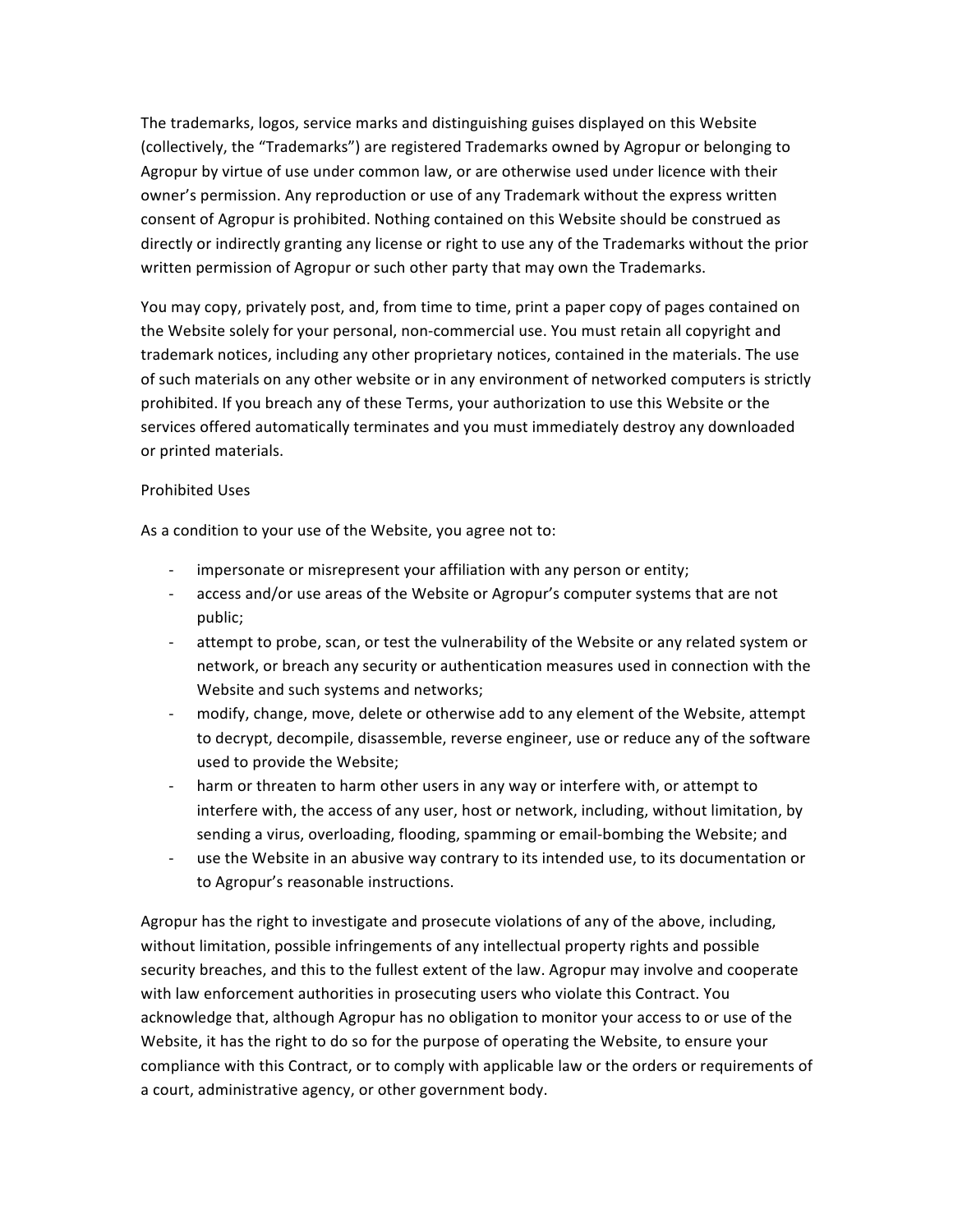The trademarks, logos, service marks and distinguishing guises displayed on this Website (collectively, the "Trademarks") are registered Trademarks owned by Agropur or belonging to Agropur by virtue of use under common law, or are otherwise used under licence with their owner's permission. Any reproduction or use of any Trademark without the express written consent of Agropur is prohibited. Nothing contained on this Website should be construed as directly or indirectly granting any license or right to use any of the Trademarks without the prior written permission of Agropur or such other party that may own the Trademarks.

You may copy, privately post, and, from time to time, print a paper copy of pages contained on the Website solely for your personal, non-commercial use. You must retain all copyright and trademark notices, including any other proprietary notices, contained in the materials. The use of such materials on any other website or in any environment of networked computers is strictly prohibited. If you breach any of these Terms, your authorization to use this Website or the services offered automatically terminates and you must immediately destroy any downloaded or printed materials.

Prohibited Uses

As a condition to your use of the Website, you agree not to:

- impersonate or misrepresent your affiliation with any person or entity;
- access and/or use areas of the Website or Agropur's computer systems that are not public;
- attempt to probe, scan, or test the vulnerability of the Website or any related system or network, or breach any security or authentication measures used in connection with the Website and such systems and networks;
- modify, change, move, delete or otherwise add to any element of the Website, attempt to decrypt, decompile, disassemble, reverse engineer, use or reduce any of the software used to provide the Website;
- harm or threaten to harm other users in any way or interfere with, or attempt to interfere with, the access of any user, host or network, including, without limitation, by sending a virus, overloading, flooding, spamming or email-bombing the Website; and
- use the Website in an abusive way contrary to its intended use, to its documentation or to Agropur's reasonable instructions.

Agropur has the right to investigate and prosecute violations of any of the above, including, without limitation, possible infringements of any intellectual property rights and possible security breaches, and this to the fullest extent of the law. Agropur may involve and cooperate with law enforcement authorities in prosecuting users who violate this Contract. You acknowledge that, although Agropur has no obligation to monitor your access to or use of the Website, it has the right to do so for the purpose of operating the Website, to ensure your compliance with this Contract, or to comply with applicable law or the orders or requirements of a court, administrative agency, or other government body.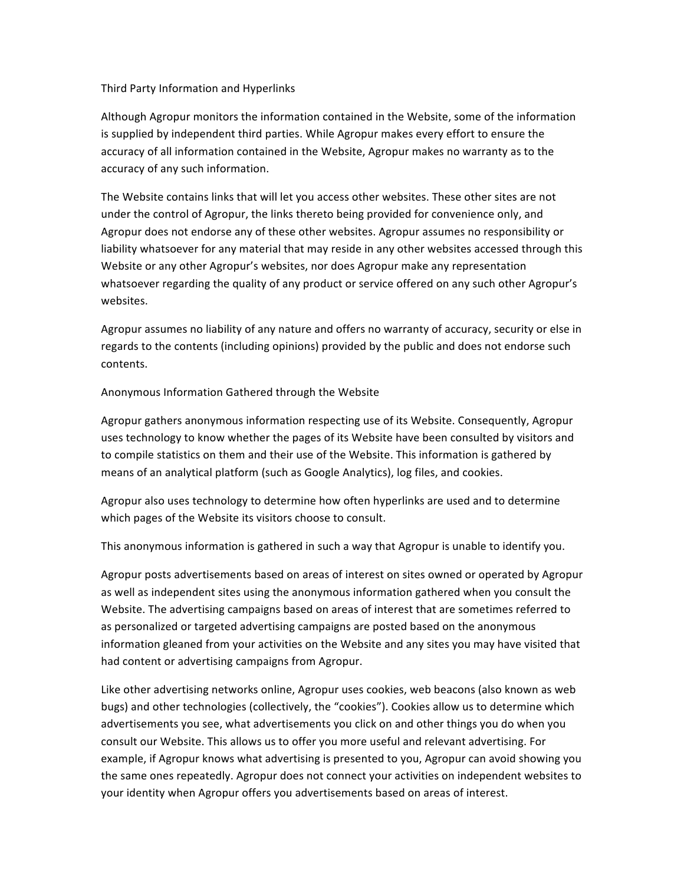## Third Party Information and Hyperlinks

Although Agropur monitors the information contained in the Website, some of the information is supplied by independent third parties. While Agropur makes every effort to ensure the accuracy of all information contained in the Website, Agropur makes no warranty as to the accuracy of any such information.

The Website contains links that will let you access other websites. These other sites are not under the control of Agropur, the links thereto being provided for convenience only, and Agropur does not endorse any of these other websites. Agropur assumes no responsibility or liability whatsoever for any material that may reside in any other websites accessed through this Website or any other Agropur's websites, nor does Agropur make any representation whatsoever regarding the quality of any product or service offered on any such other Agropur's websites.

Agropur assumes no liability of any nature and offers no warranty of accuracy, security or else in regards to the contents (including opinions) provided by the public and does not endorse such contents.

## Anonymous Information Gathered through the Website

Agropur gathers anonymous information respecting use of its Website. Consequently, Agropur uses technology to know whether the pages of its Website have been consulted by visitors and to compile statistics on them and their use of the Website. This information is gathered by means of an analytical platform (such as Google Analytics), log files, and cookies.

Agropur also uses technology to determine how often hyperlinks are used and to determine which pages of the Website its visitors choose to consult.

This anonymous information is gathered in such a way that Agropur is unable to identify you.

Agropur posts advertisements based on areas of interest on sites owned or operated by Agropur as well as independent sites using the anonymous information gathered when you consult the Website. The advertising campaigns based on areas of interest that are sometimes referred to as personalized or targeted advertising campaigns are posted based on the anonymous information gleaned from your activities on the Website and any sites you may have visited that had content or advertising campaigns from Agropur.

Like other advertising networks online, Agropur uses cookies, web beacons (also known as web bugs) and other technologies (collectively, the "cookies"). Cookies allow us to determine which advertisements you see, what advertisements you click on and other things you do when you consult our Website. This allows us to offer you more useful and relevant advertising. For example, if Agropur knows what advertising is presented to you, Agropur can avoid showing you the same ones repeatedly. Agropur does not connect your activities on independent websites to your identity when Agropur offers you advertisements based on areas of interest.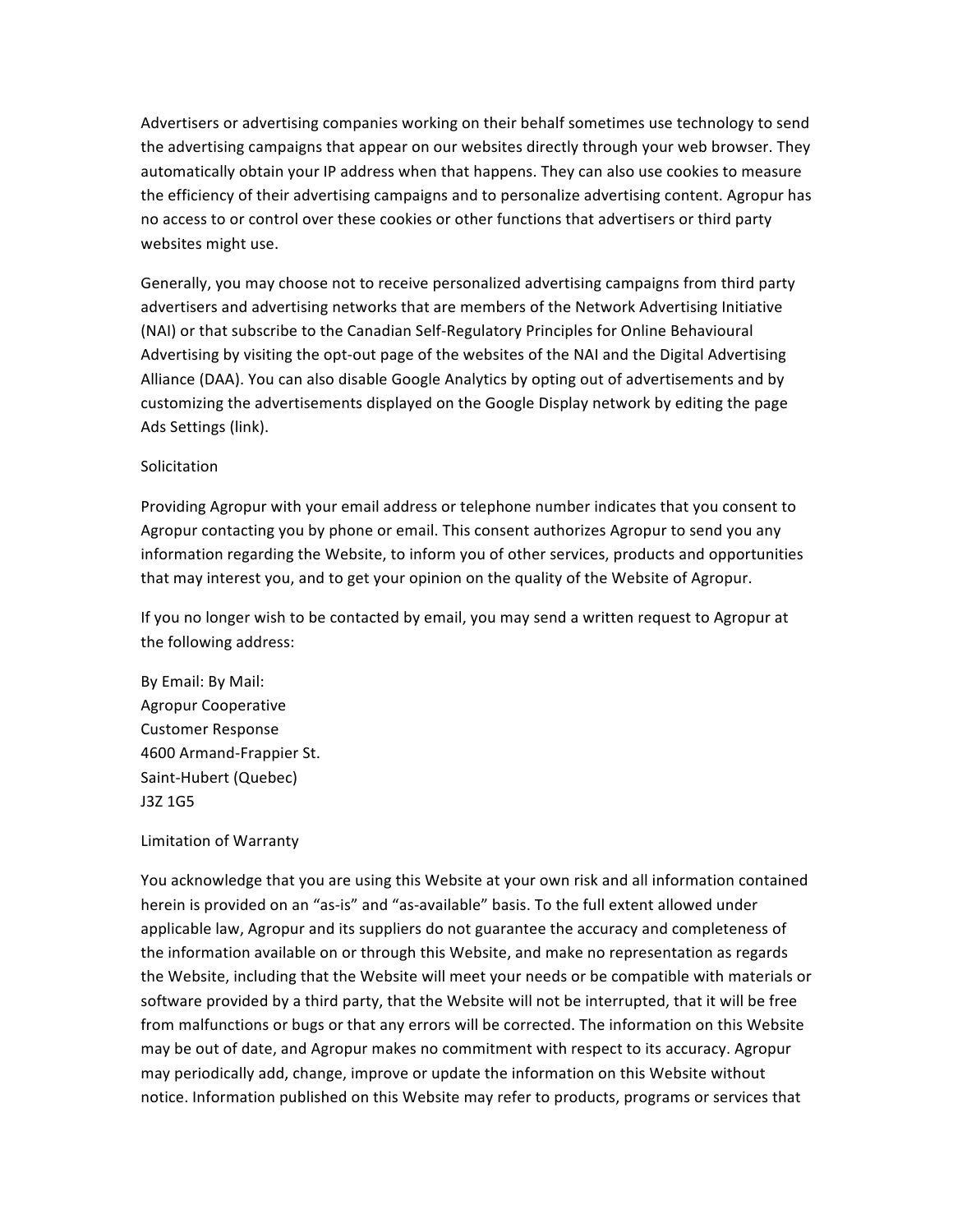Advertisers or advertising companies working on their behalf sometimes use technology to send the advertising campaigns that appear on our websites directly through your web browser. They automatically obtain your IP address when that happens. They can also use cookies to measure the efficiency of their advertising campaigns and to personalize advertising content. Agropur has no access to or control over these cookies or other functions that advertisers or third party websites might use.

Generally, you may choose not to receive personalized advertising campaigns from third party advertisers and advertising networks that are members of the Network Advertising Initiative (NAI) or that subscribe to the Canadian Self-Regulatory Principles for Online Behavioural Advertising by visiting the opt-out page of the websites of the NAI and the Digital Advertising Alliance (DAA). You can also disable Google Analytics by opting out of advertisements and by customizing the advertisements displayed on the Google Display network by editing the page Ads Settings (link).

## Solicitation

Providing Agropur with your email address or telephone number indicates that you consent to Agropur contacting you by phone or email. This consent authorizes Agropur to send you any information regarding the Website, to inform you of other services, products and opportunities that may interest you, and to get your opinion on the quality of the Website of Agropur.

If you no longer wish to be contacted by email, you may send a written request to Agropur at the following address:

By Email: By Mail:  
Agropur Cooperative  
Customer Response  
4600 Armand-Frappier St.  
Saint-Hubert (Quebec)  
J3Z 1G5

## Limitation of Warranty

You acknowledge that you are using this Website at your own risk and all information contained herein is provided on an "as-is" and "as-available" basis. To the full extent allowed under applicable law, Agropur and its suppliers do not guarantee the accuracy and completeness of the information available on or through this Website, and make no representation as regards the Website, including that the Website will meet your needs or be compatible with materials or software provided by a third party, that the Website will not be interrupted, that it will be free from malfunctions or bugs or that any errors will be corrected. The information on this Website may be out of date, and Agropur makes no commitment with respect to its accuracy. Agropur may periodically add, change, improve or update the information on this Website without notice. Information published on this Website may refer to products, programs or services that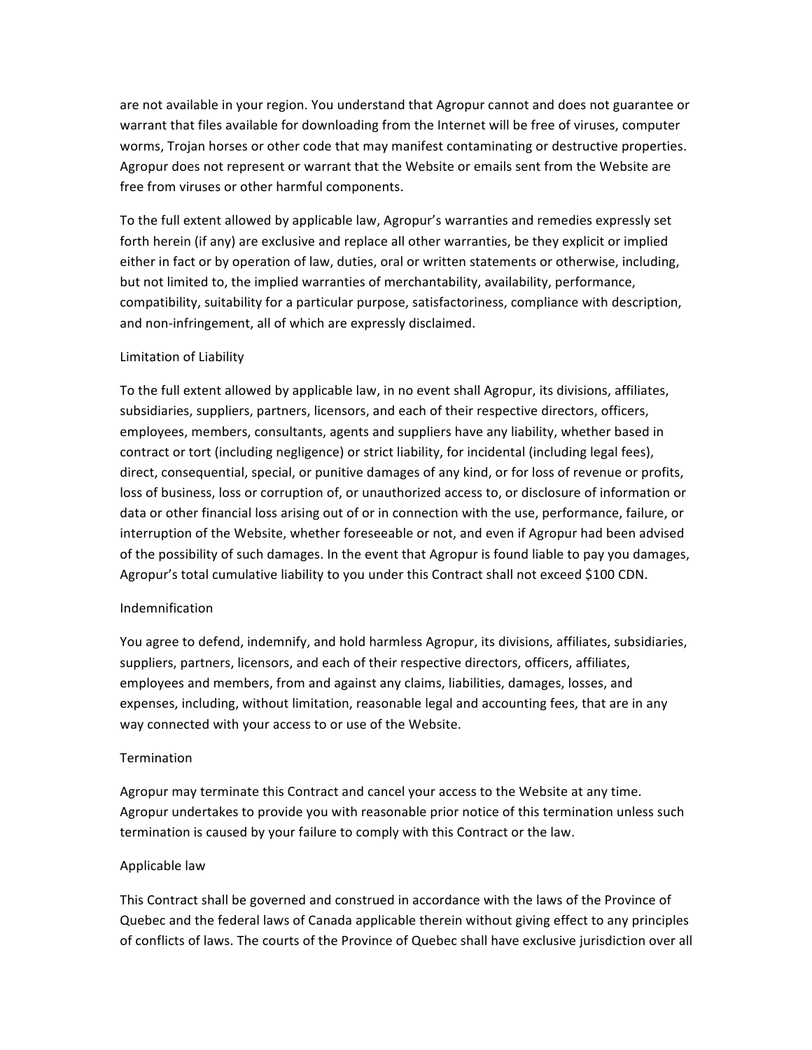are not available in your region. You understand that Agropur cannot and does not guarantee or warrant that files available for downloading from the Internet will be free of viruses, computer worms, Trojan horses or other code that may manifest contaminating or destructive properties. Agropur does not represent or warrant that the Website or emails sent from the Website are free from viruses or other harmful components.

To the full extent allowed by applicable law, Agropur's warranties and remedies expressly set forth herein (if any) are exclusive and replace all other warranties, be they explicit or implied either in fact or by operation of law, duties, oral or written statements or otherwise, including, but not limited to, the implied warranties of merchantability, availability, performance, compatibility, suitability for a particular purpose, satisfactoriness, compliance with description, and non-infringement, all of which are expressly disclaimed.

## Limitation of Liability

To the full extent allowed by applicable law, in no event shall Agropur, its divisions, affiliates, subsidiaries, suppliers, partners, licensors, and each of their respective directors, officers, employees, members, consultants, agents and suppliers have any liability, whether based in contract or tort (including negligence) or strict liability, for incidental (including legal fees), direct, consequential, special, or punitive damages of any kind, or for loss of revenue or profits, loss of business, loss or corruption of, or unauthorized access to, or disclosure of information or data or other financial loss arising out of or in connection with the use, performance, failure, or interruption of the Website, whether foreseeable or not, and even if Agropur had been advised of the possibility of such damages. In the event that Agropur is found liable to pay you damages, Agropur's total cumulative liability to you under this Contract shall not exceed $100 CDN.

## Indemnification

You agree to defend, indemnify, and hold harmless Agropur, its divisions, affiliates, subsidiaries, suppliers, partners, licensors, and each of their respective directors, officers, affiliates, employees and members, from and against any claims, liabilities, damages, losses, and expenses, including, without limitation, reasonable legal and accounting fees, that are in any way connected with your access to or use of the Website.

## Termination

Agropur may terminate this Contract and cancel your access to the Website at any time. Agropur undertakes to provide you with reasonable prior notice of this termination unless such termination is caused by your failure to comply with this Contract or the law.

## Applicable law

This Contract shall be governed and construed in accordance with the laws of the Province of Quebec and the federal laws of Canada applicable therein without giving effect to any principles of conflicts of laws. The courts of the Province of Quebec shall have exclusive jurisdiction over all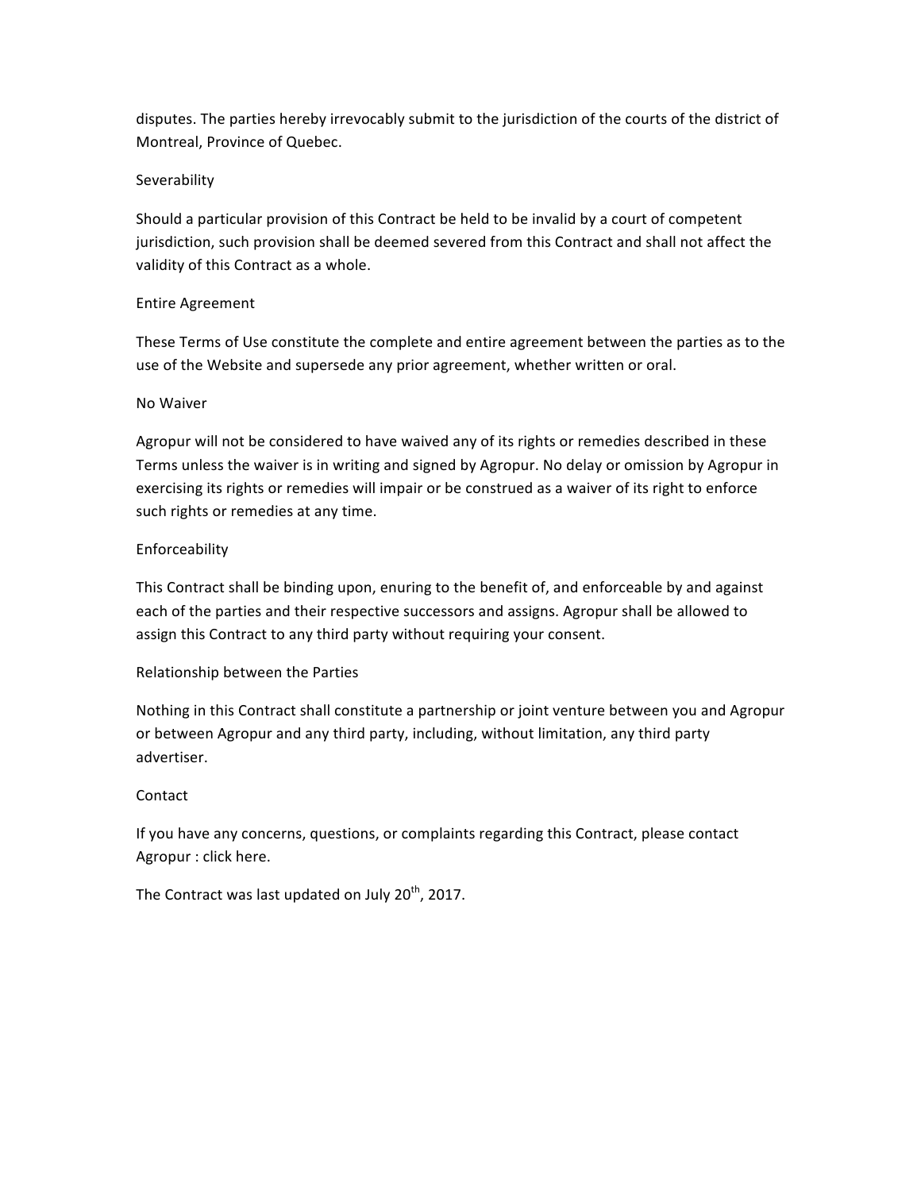disputes. The parties hereby irrevocably submit to the jurisdiction of the courts of the district of Montreal, Province of Quebec.

## Severability

Should a particular provision of this Contract be held to be invalid by a court of competent jurisdiction, such provision shall be deemed severed from this Contract and shall not affect the validity of this Contract as a whole.

## Entire Agreement

These Terms of Use constitute the complete and entire agreement between the parties as to the use of the Website and supersede any prior agreement, whether written or oral.

## No Waiver

Agropur will not be considered to have waived any of its rights or remedies described in these Terms unless the waiver is in writing and signed by Agropur. No delay or omission by Agropur in exercising its rights or remedies will impair or be construed as a waiver of its right to enforce such rights or remedies at any time.

## Enforceability

This Contract shall be binding upon, enuring to the benefit of, and enforceable by and against each of the parties and their respective successors and assigns. Agropur shall be allowed to assign this Contract to any third party without requiring your consent.

## Relationship between the Parties

Nothing in this Contract shall constitute a partnership or joint venture between you and Agropur or between Agropur and any third party, including, without limitation, any third party advertiser.

## Contact

If you have any concerns, questions, or complaints regarding this Contract, please contact Agropur : click here.

The Contract was last updated on July 20th, 2017.